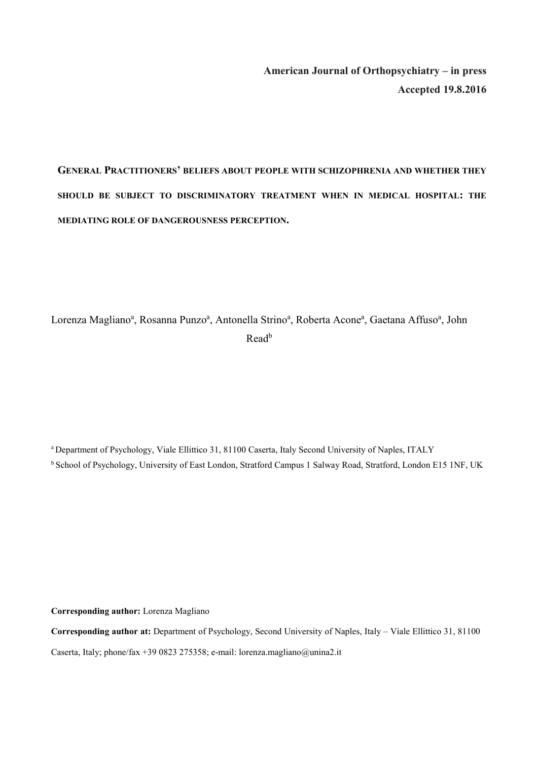**American Journal of Orthopsychiatry – in press**

**Accepted 19.8.2016**

# General Practitioners' beliefs about people with schizophrenia and whether they should be subject to discriminatory treatment when in medical hospital: the mediating role of dangerousness perception.

Lorenza Magliano[a], Rosanna Punzo[a], Antonella Strino[a], Roberta Acone[a], Gaetana Affuso[a], John Read[b]

[a] Department of Psychology, Viale Ellittico 31, 81100 Caserta, Italy Second University of Naples, ITALY

[b] School of Psychology, University of East London, Stratford Campus 1 Salway Road, Stratford, London E15 1NF, UK

**Corresponding author:** Lorenza Magliano

**Corresponding author at:** Department of Psychology, Second University of Naples, Italy – Viale Ellittico 31, 81100 Caserta, Italy; phone/fax +39 0823 275358; e-mail: lorenza.magliano@unina2.it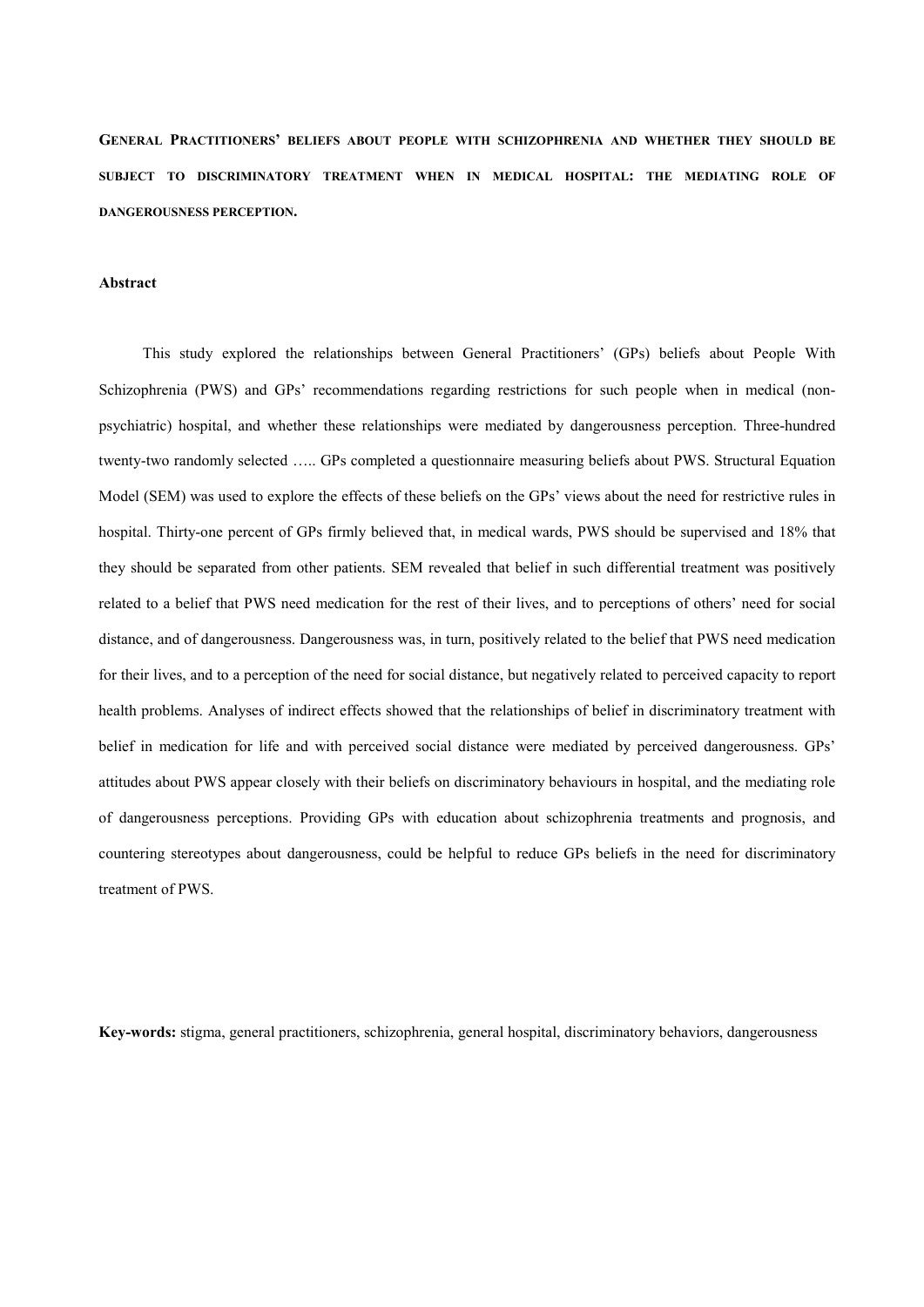**General Practitioners' beliefs about people with schizophrenia and whether they should be subject to discriminatory treatment when in medical hospital: the mediating role of dangerousness perception.**

**Abstract**

This study explored the relationships between General Practitioners' (GPs) beliefs about People With Schizophrenia (PWS) and GPs' recommendations regarding restrictions for such people when in medical (non-psychiatric) hospital, and whether these relationships were mediated by dangerousness perception. Three-hundred twenty-two randomly selected ….. GPs completed a questionnaire measuring beliefs about PWS. Structural Equation Model (SEM) was used to explore the effects of these beliefs on the GPs' views about the need for restrictive rules in hospital. Thirty-one percent of GPs firmly believed that, in medical wards, PWS should be supervised and 18% that they should be separated from other patients. SEM revealed that belief in such differential treatment was positively related to a belief that PWS need medication for the rest of their lives, and to perceptions of others' need for social distance, and of dangerousness. Dangerousness was, in turn, positively related to the belief that PWS need medication for their lives, and to a perception of the need for social distance, but negatively related to perceived capacity to report health problems. Analyses of indirect effects showed that the relationships of belief in discriminatory treatment with belief in medication for life and with perceived social distance were mediated by perceived dangerousness. GPs' attitudes about PWS appear closely with their beliefs on discriminatory behaviours in hospital, and the mediating role of dangerousness perceptions. Providing GPs with education about schizophrenia treatments and prognosis, and countering stereotypes about dangerousness, could be helpful to reduce GPs beliefs in the need for discriminatory treatment of PWS.

**Key-words:** stigma, general practitioners, schizophrenia, general hospital, discriminatory behaviors, dangerousness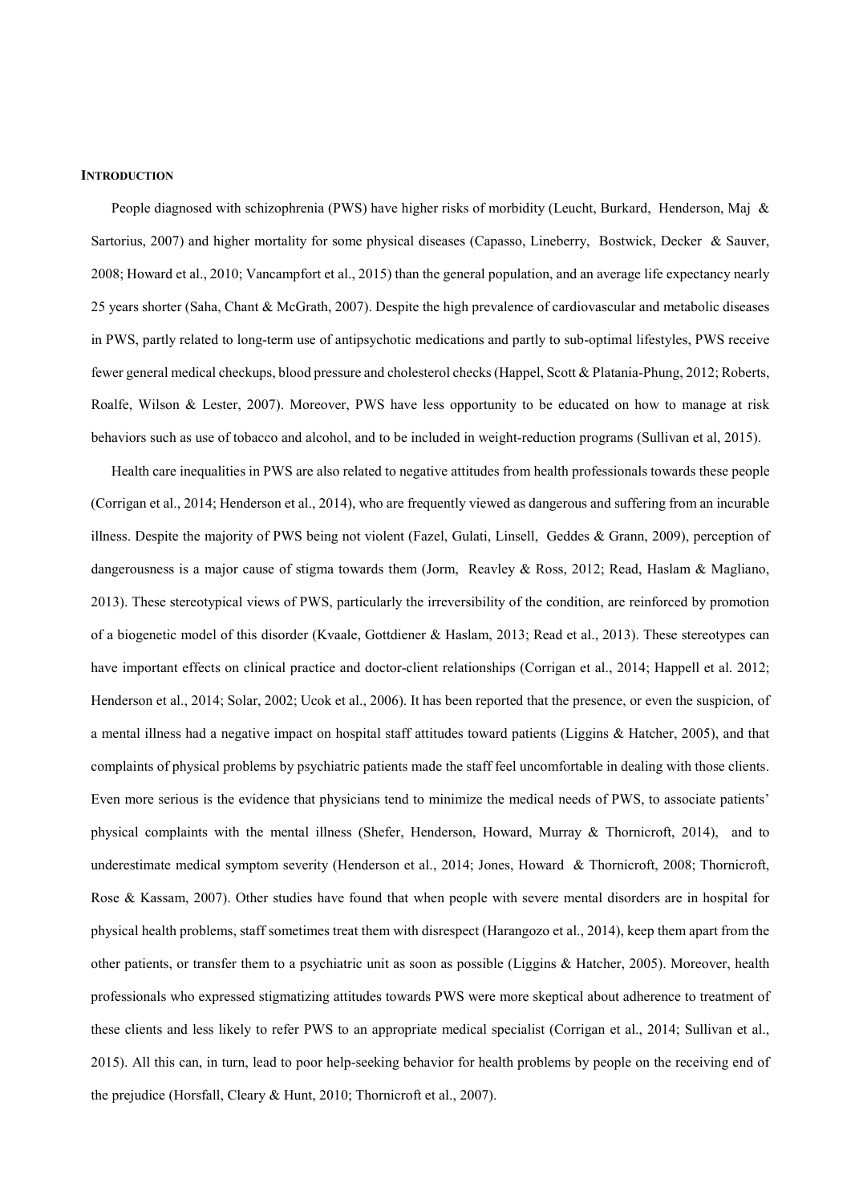## INTRODUCTION

People diagnosed with schizophrenia (PWS) have higher risks of morbidity (Leucht, Burkard, Henderson, Maj & Sartorius, 2007) and higher mortality for some physical diseases (Capasso, Lineberry, Bostwick, Decker & Sauver, 2008; Howard et al., 2010; Vancampfort et al., 2015) than the general population, and an average life expectancy nearly 25 years shorter (Saha, Chant & McGrath, 2007). Despite the high prevalence of cardiovascular and metabolic diseases in PWS, partly related to long-term use of antipsychotic medications and partly to sub-optimal lifestyles, PWS receive fewer general medical checkups, blood pressure and cholesterol checks (Happel, Scott & Platania-Phung, 2012; Roberts, Roalfe, Wilson & Lester, 2007). Moreover, PWS have less opportunity to be educated on how to manage at risk behaviors such as use of tobacco and alcohol, and to be included in weight-reduction programs (Sullivan et al, 2015).

Health care inequalities in PWS are also related to negative attitudes from health professionals towards these people (Corrigan et al., 2014; Henderson et al., 2014), who are frequently viewed as dangerous and suffering from an incurable illness. Despite the majority of PWS being not violent (Fazel, Gulati, Linsell, Geddes & Grann, 2009), perception of dangerousness is a major cause of stigma towards them (Jorm, Reavley & Ross, 2012; Read, Haslam & Magliano, 2013). These stereotypical views of PWS, particularly the irreversibility of the condition, are reinforced by promotion of a biogenetic model of this disorder (Kvaale, Gottdiener & Haslam, 2013; Read et al., 2013). These stereotypes can have important effects on clinical practice and doctor-client relationships (Corrigan et al., 2014; Happell et al. 2012; Henderson et al., 2014; Solar, 2002; Ucok et al., 2006). It has been reported that the presence, or even the suspicion, of a mental illness had a negative impact on hospital staff attitudes toward patients (Liggins & Hatcher, 2005), and that complaints of physical problems by psychiatric patients made the staff feel uncomfortable in dealing with those clients. Even more serious is the evidence that physicians tend to minimize the medical needs of PWS, to associate patients' physical complaints with the mental illness (Shefer, Henderson, Howard, Murray & Thornicroft, 2014), and to underestimate medical symptom severity (Henderson et al., 2014; Jones, Howard & Thornicroft, 2008; Thornicroft, Rose & Kassam, 2007). Other studies have found that when people with severe mental disorders are in hospital for physical health problems, staff sometimes treat them with disrespect (Harangozo et al., 2014), keep them apart from the other patients, or transfer them to a psychiatric unit as soon as possible (Liggins & Hatcher, 2005). Moreover, health professionals who expressed stigmatizing attitudes towards PWS were more skeptical about adherence to treatment of these clients and less likely to refer PWS to an appropriate medical specialist (Corrigan et al., 2014; Sullivan et al., 2015). All this can, in turn, lead to poor help-seeking behavior for health problems by people on the receiving end of the prejudice (Horsfall, Cleary & Hunt, 2010; Thornicroft et al., 2007).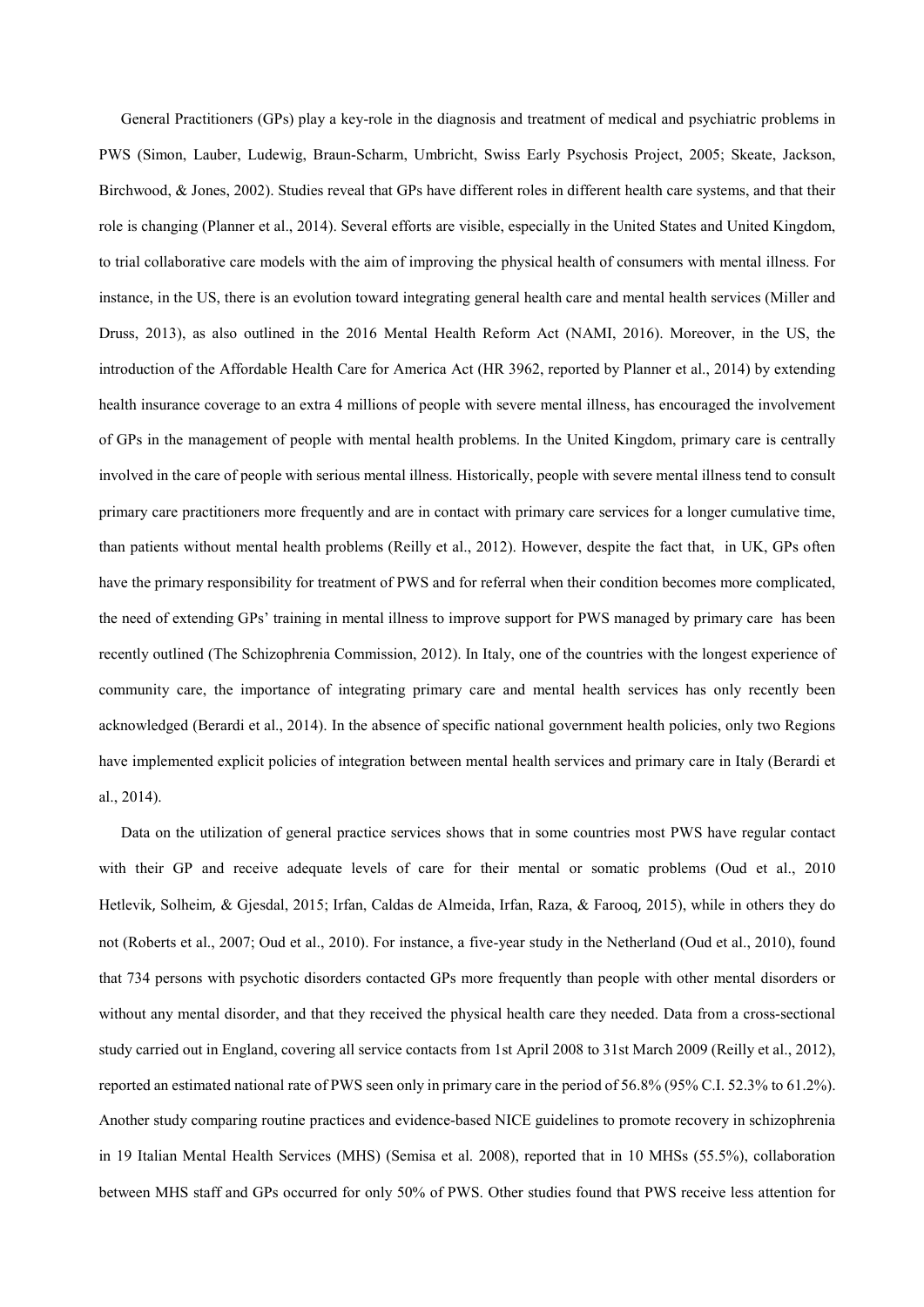General Practitioners (GPs) play a key-role in the diagnosis and treatment of medical and psychiatric problems in PWS (Simon, Lauber, Ludewig, Braun-Scharm, Umbricht, Swiss Early Psychosis Project, 2005; Skeate, Jackson, Birchwood, & Jones, 2002). Studies reveal that GPs have different roles in different health care systems, and that their role is changing (Planner et al., 2014). Several efforts are visible, especially in the United States and United Kingdom, to trial collaborative care models with the aim of improving the physical health of consumers with mental illness. For instance, in the US, there is an evolution toward integrating general health care and mental health services (Miller and Druss, 2013), as also outlined in the 2016 Mental Health Reform Act (NAMI, 2016). Moreover, in the US, the introduction of the Affordable Health Care for America Act (HR 3962, reported by Planner et al., 2014) by extending health insurance coverage to an extra 4 millions of people with severe mental illness, has encouraged the involvement of GPs in the management of people with mental health problems. In the United Kingdom, primary care is centrally involved in the care of people with serious mental illness. Historically, people with severe mental illness tend to consult primary care practitioners more frequently and are in contact with primary care services for a longer cumulative time, than patients without mental health problems (Reilly et al., 2012). However, despite the fact that, in UK, GPs often have the primary responsibility for treatment of PWS and for referral when their condition becomes more complicated, the need of extending GPs' training in mental illness to improve support for PWS managed by primary care has been recently outlined (The Schizophrenia Commission, 2012). In Italy, one of the countries with the longest experience of community care, the importance of integrating primary care and mental health services has only recently been acknowledged (Berardi et al., 2014). In the absence of specific national government health policies, only two Regions have implemented explicit policies of integration between mental health services and primary care in Italy (Berardi et al., 2014).

Data on the utilization of general practice services shows that in some countries most PWS have regular contact with their GP and receive adequate levels of care for their mental or somatic problems (Oud et al., 2010 Hetlevik, Solheim, & Gjesdal, 2015; Irfan, Caldas de Almeida, Irfan, Raza, & Farooq, 2015), while in others they do not (Roberts et al., 2007; Oud et al., 2010). For instance, a five-year study in the Netherland (Oud et al., 2010), found that 734 persons with psychotic disorders contacted GPs more frequently than people with other mental disorders or without any mental disorder, and that they received the physical health care they needed. Data from a cross-sectional study carried out in England, covering all service contacts from 1st April 2008 to 31st March 2009 (Reilly et al., 2012), reported an estimated national rate of PWS seen only in primary care in the period of 56.8% (95% C.I. 52.3% to 61.2%). Another study comparing routine practices and evidence-based NICE guidelines to promote recovery in schizophrenia in 19 Italian Mental Health Services (MHS) (Semisa et al. 2008), reported that in 10 MHSs (55.5%), collaboration between MHS staff and GPs occurred for only 50% of PWS. Other studies found that PWS receive less attention for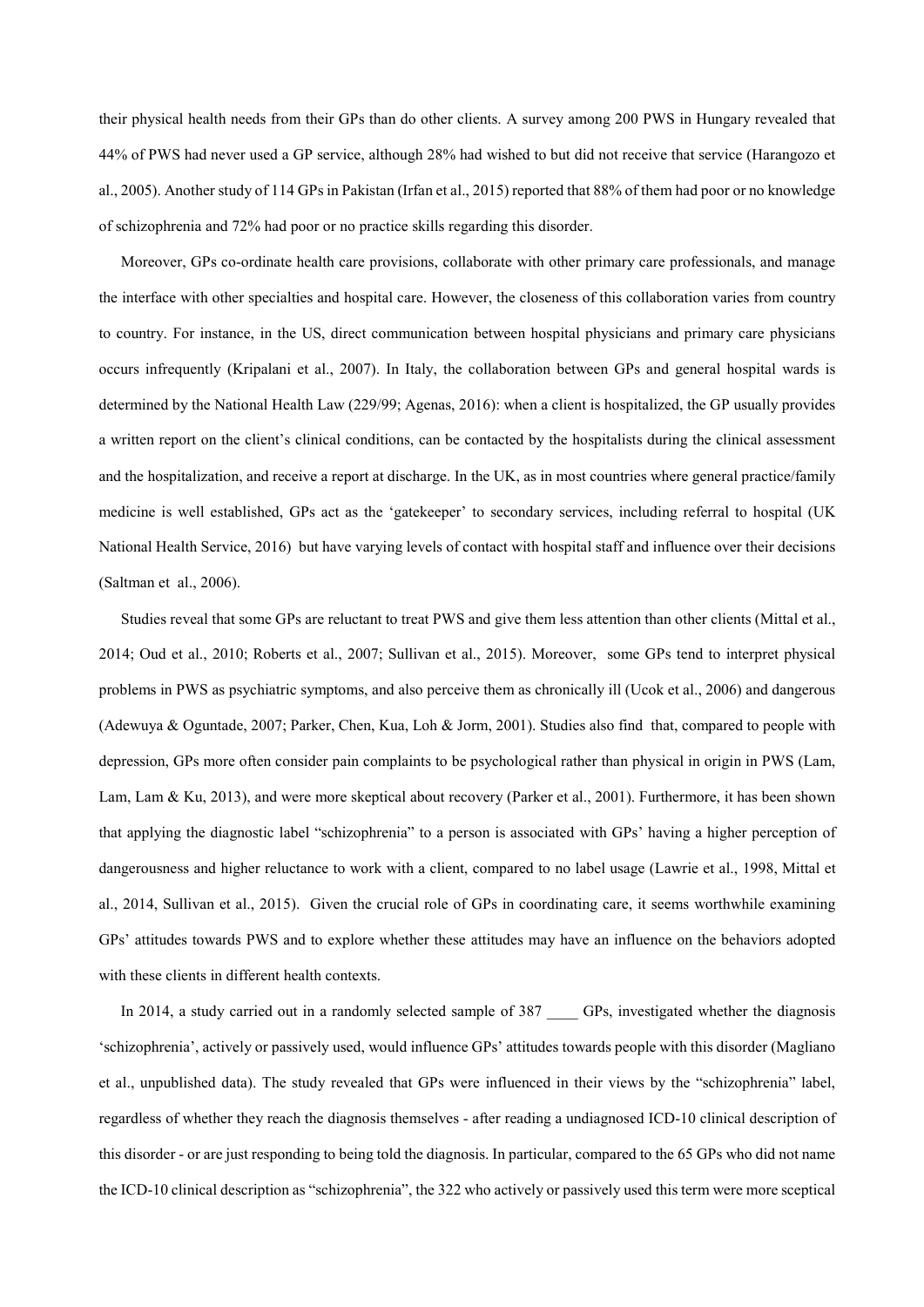their physical health needs from their GPs than do other clients. A survey among 200 PWS in Hungary revealed that 44% of PWS had never used a GP service, although 28% had wished to but did not receive that service (Harangozo et al., 2005). Another study of 114 GPs in Pakistan (Irfan et al., 2015) reported that 88% of them had poor or no knowledge of schizophrenia and 72% had poor or no practice skills regarding this disorder.

Moreover, GPs co-ordinate health care provisions, collaborate with other primary care professionals, and manage the interface with other specialties and hospital care. However, the closeness of this collaboration varies from country to country. For instance, in the US, direct communication between hospital physicians and primary care physicians occurs infrequently (Kripalani et al., 2007). In Italy, the collaboration between GPs and general hospital wards is determined by the National Health Law (229/99; Agenas, 2016): when a client is hospitalized, the GP usually provides a written report on the client's clinical conditions, can be contacted by the hospitalists during the clinical assessment and the hospitalization, and receive a report at discharge. In the UK, as in most countries where general practice/family medicine is well established, GPs act as the 'gatekeeper' to secondary services, including referral to hospital (UK National Health Service, 2016) but have varying levels of contact with hospital staff and influence over their decisions (Saltman et al., 2006).

Studies reveal that some GPs are reluctant to treat PWS and give them less attention than other clients (Mittal et al., 2014; Oud et al., 2010; Roberts et al., 2007; Sullivan et al., 2015). Moreover, some GPs tend to interpret physical problems in PWS as psychiatric symptoms, and also perceive them as chronically ill (Ucok et al., 2006) and dangerous (Adewuya & Oguntade, 2007; Parker, Chen, Kua, Loh & Jorm, 2001). Studies also find that, compared to people with depression, GPs more often consider pain complaints to be psychological rather than physical in origin in PWS (Lam, Lam, Lam & Ku, 2013), and were more skeptical about recovery (Parker et al., 2001). Furthermore, it has been shown that applying the diagnostic label "schizophrenia" to a person is associated with GPs' having a higher perception of dangerousness and higher reluctance to work with a client, compared to no label usage (Lawrie et al., 1998, Mittal et al., 2014, Sullivan et al., 2015). Given the crucial role of GPs in coordinating care, it seems worthwhile examining GPs' attitudes towards PWS and to explore whether these attitudes may have an influence on the behaviors adopted with these clients in different health contexts.

In 2014, a study carried out in a randomly selected sample of 387 ____ GPs, investigated whether the diagnosis 'schizophrenia', actively or passively used, would influence GPs' attitudes towards people with this disorder (Magliano et al., unpublished data). The study revealed that GPs were influenced in their views by the "schizophrenia" label, regardless of whether they reach the diagnosis themselves - after reading a undiagnosed ICD-10 clinical description of this disorder - or are just responding to being told the diagnosis. In particular, compared to the 65 GPs who did not name the ICD-10 clinical description as "schizophrenia", the 322 who actively or passively used this term were more sceptical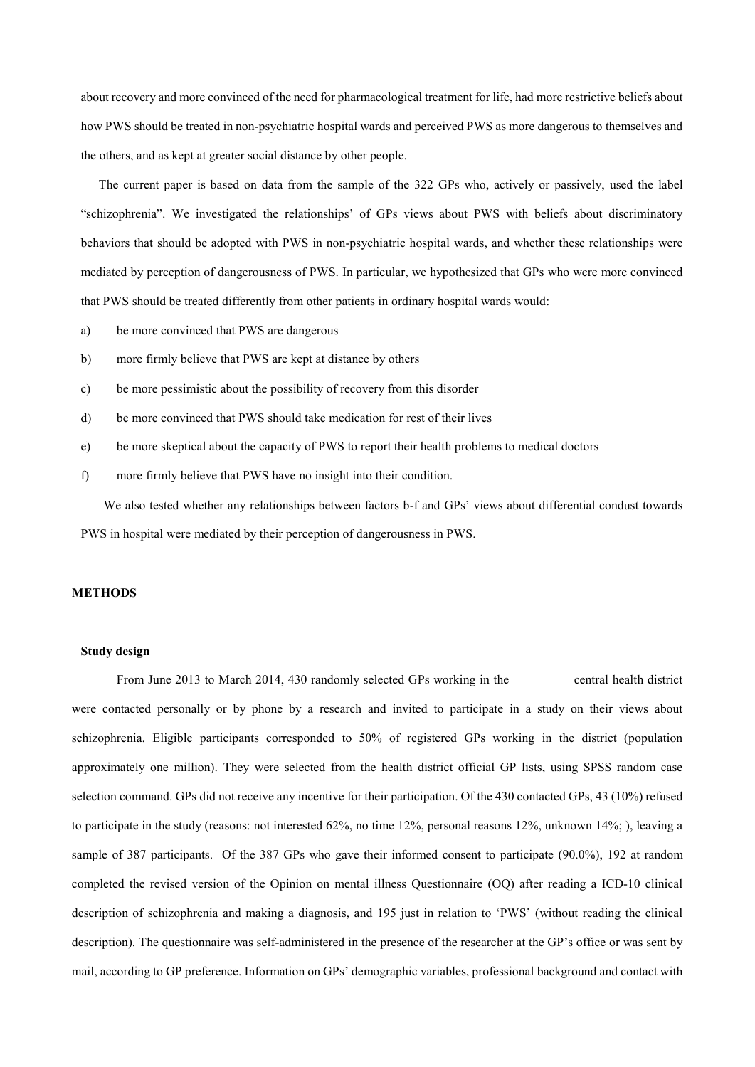about recovery and more convinced of the need for pharmacological treatment for life, had more restrictive beliefs about how PWS should be treated in non-psychiatric hospital wards and perceived PWS as more dangerous to themselves and the others, and as kept at greater social distance by other people.

The current paper is based on data from the sample of the 322 GPs who, actively or passively, used the label "schizophrenia". We investigated the relationships' of GPs views about PWS with beliefs about discriminatory behaviors that should be adopted with PWS in non-psychiatric hospital wards, and whether these relationships were mediated by perception of dangerousness of PWS. In particular, we hypothesized that GPs who were more convinced that PWS should be treated differently from other patients in ordinary hospital wards would:

a) be more convinced that PWS are dangerous
b) more firmly believe that PWS are kept at distance by others
c) be more pessimistic about the possibility of recovery from this disorder
d) be more convinced that PWS should take medication for rest of their lives
e) be more skeptical about the capacity of PWS to report their health problems to medical doctors
f) more firmly believe that PWS have no insight into their condition.

We also tested whether any relationships between factors b-f and GPs' views about differential condust towards PWS in hospital were mediated by their perception of dangerousness in PWS.

## METHODS

### Study design

From June 2013 to March 2014, 430 randomly selected GPs working in the _________ central health district were contacted personally or by phone by a research and invited to participate in a study on their views about schizophrenia. Eligible participants corresponded to 50% of registered GPs working in the district (population approximately one million). They were selected from the health district official GP lists, using SPSS random case selection command. GPs did not receive any incentive for their participation. Of the 430 contacted GPs, 43 (10%) refused to participate in the study (reasons: not interested 62%, no time 12%, personal reasons 12%, unknown 14%; ), leaving a sample of 387 participants. Of the 387 GPs who gave their informed consent to participate (90.0%), 192 at random completed the revised version of the Opinion on mental illness Questionnaire (OQ) after reading a ICD-10 clinical description of schizophrenia and making a diagnosis, and 195 just in relation to 'PWS' (without reading the clinical description). The questionnaire was self-administered in the presence of the researcher at the GP's office or was sent by mail, according to GP preference. Information on GPs' demographic variables, professional background and contact with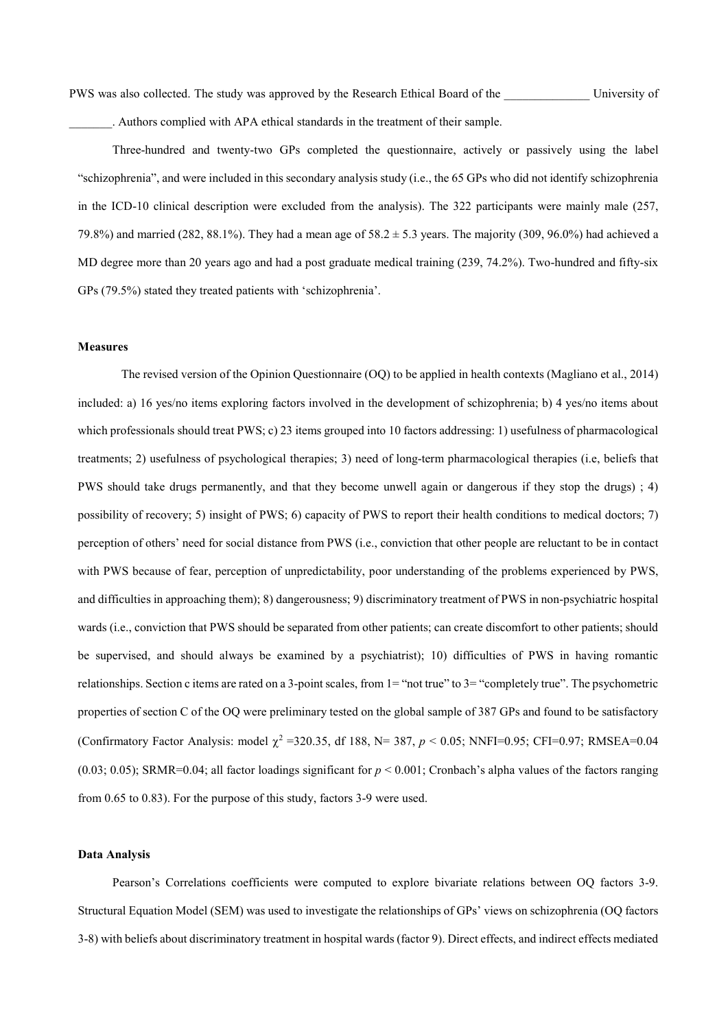PWS was also collected. The study was approved by the Research Ethical Board of the ______________ University of _______. Authors complied with APA ethical standards in the treatment of their sample.

Three-hundred and twenty-two GPs completed the questionnaire, actively or passively using the label "schizophrenia", and were included in this secondary analysis study (i.e., the 65 GPs who did not identify schizophrenia in the ICD-10 clinical description were excluded from the analysis). The 322 participants were mainly male (257, 79.8%) and married (282, 88.1%). They had a mean age of 58.2 ± 5.3 years. The majority (309, 96.0%) had achieved a MD degree more than 20 years ago and had a post graduate medical training (239, 74.2%). Two-hundred and fifty-six GPs (79.5%) stated they treated patients with 'schizophrenia'.

#### Measures

The revised version of the Opinion Questionnaire (OQ) to be applied in health contexts (Magliano et al., 2014) included: a) 16 yes/no items exploring factors involved in the development of schizophrenia; b) 4 yes/no items about which professionals should treat PWS; c) 23 items grouped into 10 factors addressing: 1) usefulness of pharmacological treatments; 2) usefulness of psychological therapies; 3) need of long-term pharmacological therapies (i.e, beliefs that PWS should take drugs permanently, and that they become unwell again or dangerous if they stop the drugs) ; 4) possibility of recovery; 5) insight of PWS; 6) capacity of PWS to report their health conditions to medical doctors; 7) perception of others' need for social distance from PWS (i.e., conviction that other people are reluctant to be in contact with PWS because of fear, perception of unpredictability, poor understanding of the problems experienced by PWS, and difficulties in approaching them); 8) dangerousness; 9) discriminatory treatment of PWS in non-psychiatric hospital wards (i.e., conviction that PWS should be separated from other patients; can create discomfort to other patients; should be supervised, and should always be examined by a psychiatrist); 10) difficulties of PWS in having romantic relationships. Section c items are rated on a 3-point scales, from 1= "not true" to 3= "completely true". The psychometric properties of section C of the OQ were preliminary tested on the global sample of 387 GPs and found to be satisfactory (Confirmatory Factor Analysis: model $\chi^2$ =320.35, df 188, N= 387, $p < 0.05$; NNFI=0.95; CFI=0.97; RMSEA=0.04 (0.03; 0.05); SRMR=0.04; all factor loadings significant for $p < 0.001$; Cronbach's alpha values of the factors ranging from 0.65 to 0.83). For the purpose of this study, factors 3-9 were used.

#### Data Analysis

Pearson's Correlations coefficients were computed to explore bivariate relations between OQ factors 3-9. Structural Equation Model (SEM) was used to investigate the relationships of GPs' views on schizophrenia (OQ factors 3-8) with beliefs about discriminatory treatment in hospital wards (factor 9). Direct effects, and indirect effects mediated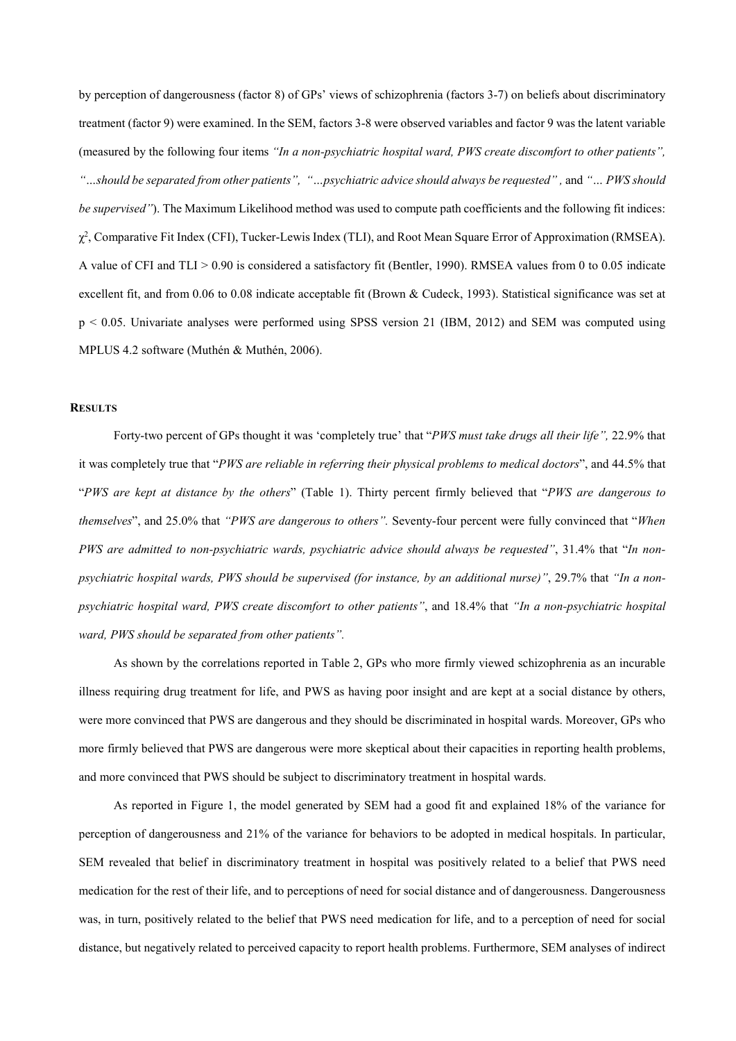by perception of dangerousness (factor 8) of GPs' views of schizophrenia (factors 3-7) on beliefs about discriminatory treatment (factor 9) were examined. In the SEM, factors 3-8 were observed variables and factor 9 was the latent variable (measured by the following four items *"In a non-psychiatric hospital ward, PWS create discomfort to other patients"*, *"…should be separated from other patients"*, *"…psychiatric advice should always be requested"*, and *"… PWS should be supervised"*). The Maximum Likelihood method was used to compute path coefficients and the following fit indices: $\chi^2$, Comparative Fit Index (CFI), Tucker-Lewis Index (TLI), and Root Mean Square Error of Approximation (RMSEA). A value of CFI and TLI > 0.90 is considered a satisfactory fit (Bentler, 1990). RMSEA values from 0 to 0.05 indicate excellent fit, and from 0.06 to 0.08 indicate acceptable fit (Brown & Cudeck, 1993). Statistical significance was set at $p < 0.05$. Univariate analyses were performed using SPSS version 21 (IBM, 2012) and SEM was computed using MPLUS 4.2 software (Muthén & Muthén, 2006).

## RESULTS

Forty-two percent of GPs thought it was 'completely true' that "*PWS must take drugs all their life",* 22.9% that it was completely true that "*PWS are reliable in referring their physical problems to medical doctors*", and 44.5% that "*PWS are kept at distance by the others*" (Table 1). Thirty percent firmly believed that "*PWS are dangerous to themselves*", and 25.0% that *"PWS are dangerous to others".* Seventy-four percent were fully convinced that "*When PWS are admitted to non-psychiatric wards, psychiatric advice should always be requested"*, 31.4% that "*In non-psychiatric hospital wards, PWS should be supervised (for instance, by an additional nurse)"*, 29.7% that *"In a non-psychiatric hospital ward, PWS create discomfort to other patients"*, and 18.4% that *"In a non-psychiatric hospital ward, PWS should be separated from other patients".*

As shown by the correlations reported in Table 2, GPs who more firmly viewed schizophrenia as an incurable illness requiring drug treatment for life, and PWS as having poor insight and are kept at a social distance by others, were more convinced that PWS are dangerous and they should be discriminated in hospital wards. Moreover, GPs who more firmly believed that PWS are dangerous were more skeptical about their capacities in reporting health problems, and more convinced that PWS should be subject to discriminatory treatment in hospital wards.

As reported in Figure 1, the model generated by SEM had a good fit and explained 18% of the variance for perception of dangerousness and 21% of the variance for behaviors to be adopted in medical hospitals. In particular, SEM revealed that belief in discriminatory treatment in hospital was positively related to a belief that PWS need medication for the rest of their life, and to perceptions of need for social distance and of dangerousness. Dangerousness was, in turn, positively related to the belief that PWS need medication for life, and to a perception of need for social distance, but negatively related to perceived capacity to report health problems. Furthermore, SEM analyses of indirect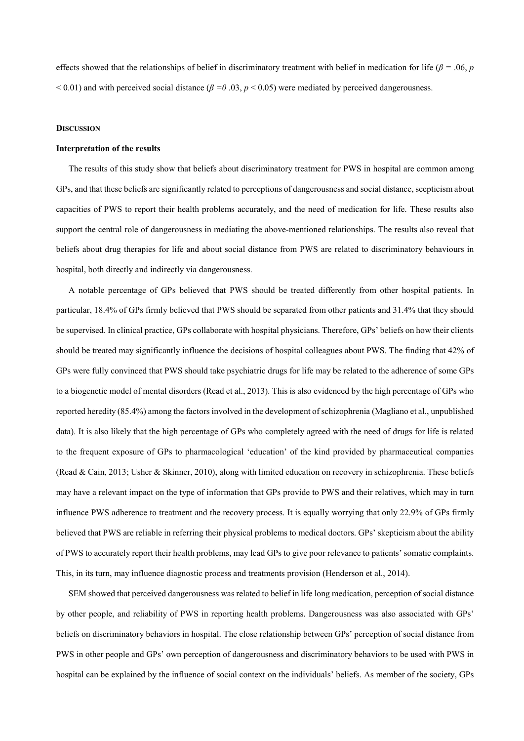effects showed that the relationships of belief in discriminatory treatment with belief in medication for life ($\beta = .06$, $p < 0.01$) and with perceived social distance ($\beta = 0\ .03$, $p < 0.05$) were mediated by perceived dangerousness.

## DISCUSSION

### Interpretation of the results

The results of this study show that beliefs about discriminatory treatment for PWS in hospital are common among GPs, and that these beliefs are significantly related to perceptions of dangerousness and social distance, scepticism about capacities of PWS to report their health problems accurately, and the need of medication for life. These results also support the central role of dangerousness in mediating the above-mentioned relationships. The results also reveal that beliefs about drug therapies for life and about social distance from PWS are related to discriminatory behaviours in hospital, both directly and indirectly via dangerousness.

A notable percentage of GPs believed that PWS should be treated differently from other hospital patients. In particular, 18.4% of GPs firmly believed that PWS should be separated from other patients and 31.4% that they should be supervised. In clinical practice, GPs collaborate with hospital physicians. Therefore, GPs' beliefs on how their clients should be treated may significantly influence the decisions of hospital colleagues about PWS. The finding that 42% of GPs were fully convinced that PWS should take psychiatric drugs for life may be related to the adherence of some GPs to a biogenetic model of mental disorders (Read et al., 2013). This is also evidenced by the high percentage of GPs who reported heredity (85.4%) among the factors involved in the development of schizophrenia (Magliano et al., unpublished data). It is also likely that the high percentage of GPs who completely agreed with the need of drugs for life is related to the frequent exposure of GPs to pharmacological 'education' of the kind provided by pharmaceutical companies (Read & Cain, 2013; Usher & Skinner, 2010), along with limited education on recovery in schizophrenia. These beliefs may have a relevant impact on the type of information that GPs provide to PWS and their relatives, which may in turn influence PWS adherence to treatment and the recovery process. It is equally worrying that only 22.9% of GPs firmly believed that PWS are reliable in referring their physical problems to medical doctors. GPs' skepticism about the ability of PWS to accurately report their health problems, may lead GPs to give poor relevance to patients' somatic complaints. This, in its turn, may influence diagnostic process and treatments provision (Henderson et al., 2014).

SEM showed that perceived dangerousness was related to belief in life long medication, perception of social distance by other people, and reliability of PWS in reporting health problems. Dangerousness was also associated with GPs' beliefs on discriminatory behaviors in hospital. The close relationship between GPs' perception of social distance from PWS in other people and GPs' own perception of dangerousness and discriminatory behaviors to be used with PWS in hospital can be explained by the influence of social context on the individuals' beliefs. As member of the society, GPs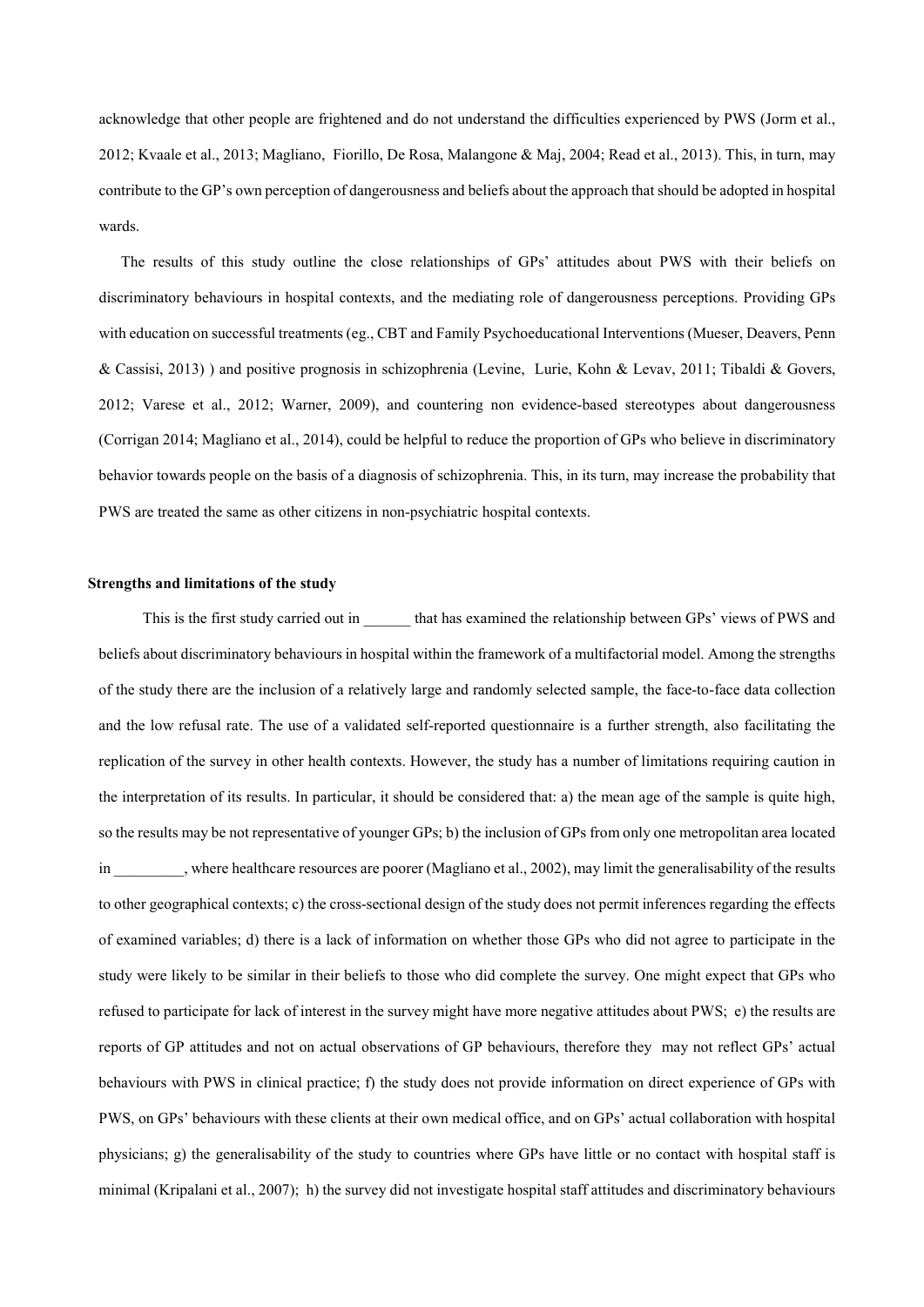acknowledge that other people are frightened and do not understand the difficulties experienced by PWS (Jorm et al., 2012; Kvaale et al., 2013; Magliano, Fiorillo, De Rosa, Malangone & Maj, 2004; Read et al., 2013). This, in turn, may contribute to the GP's own perception of dangerousness and beliefs about the approach that should be adopted in hospital wards.

The results of this study outline the close relationships of GPs' attitudes about PWS with their beliefs on discriminatory behaviours in hospital contexts, and the mediating role of dangerousness perceptions. Providing GPs with education on successful treatments (eg., CBT and Family Psychoeducational Interventions (Mueser, Deavers, Penn & Cassisi, 2013) ) and positive prognosis in schizophrenia (Levine, Lurie, Kohn & Levav, 2011; Tibaldi & Govers, 2012; Varese et al., 2012; Warner, 2009), and countering non evidence-based stereotypes about dangerousness (Corrigan 2014; Magliano et al., 2014), could be helpful to reduce the proportion of GPs who believe in discriminatory behavior towards people on the basis of a diagnosis of schizophrenia. This, in its turn, may increase the probability that PWS are treated the same as other citizens in non-psychiatric hospital contexts.

**Strengths and limitations of the study**

This is the first study carried out in ______ that has examined the relationship between GPs' views of PWS and beliefs about discriminatory behaviours in hospital within the framework of a multifactorial model. Among the strengths of the study there are the inclusion of a relatively large and randomly selected sample, the face-to-face data collection and the low refusal rate. The use of a validated self-reported questionnaire is a further strength, also facilitating the replication of the survey in other health contexts. However, the study has a number of limitations requiring caution in the interpretation of its results. In particular, it should be considered that: a) the mean age of the sample is quite high, so the results may be not representative of younger GPs; b) the inclusion of GPs from only one metropolitan area located in _________, where healthcare resources are poorer (Magliano et al., 2002), may limit the generalisability of the results to other geographical contexts; c) the cross-sectional design of the study does not permit inferences regarding the effects of examined variables; d) there is a lack of information on whether those GPs who did not agree to participate in the study were likely to be similar in their beliefs to those who did complete the survey. One might expect that GPs who refused to participate for lack of interest in the survey might have more negative attitudes about PWS; e) the results are reports of GP attitudes and not on actual observations of GP behaviours, therefore they may not reflect GPs' actual behaviours with PWS in clinical practice; f) the study does not provide information on direct experience of GPs with PWS, on GPs' behaviours with these clients at their own medical office, and on GPs' actual collaboration with hospital physicians; g) the generalisability of the study to countries where GPs have little or no contact with hospital staff is minimal (Kripalani et al., 2007); h) the survey did not investigate hospital staff attitudes and discriminatory behaviours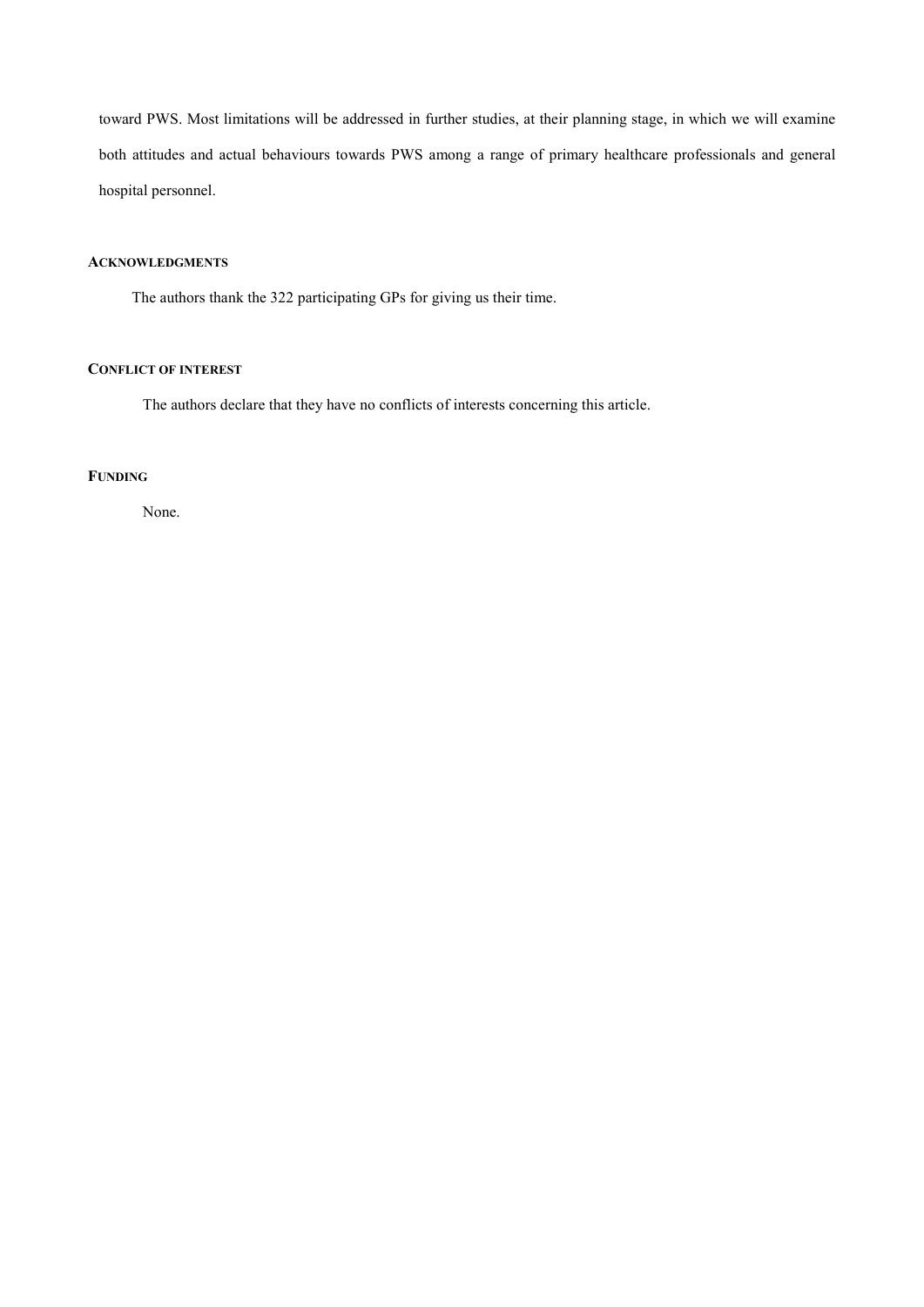toward PWS. Most limitations will be addressed in further studies, at their planning stage, in which we will examine both attitudes and actual behaviours towards PWS among a range of primary healthcare professionals and general hospital personnel.

## Acknowledgments

The authors thank the 322 participating GPs for giving us their time.

## Conflict of interest

The authors declare that they have no conflicts of interests concerning this article.

## Funding

None.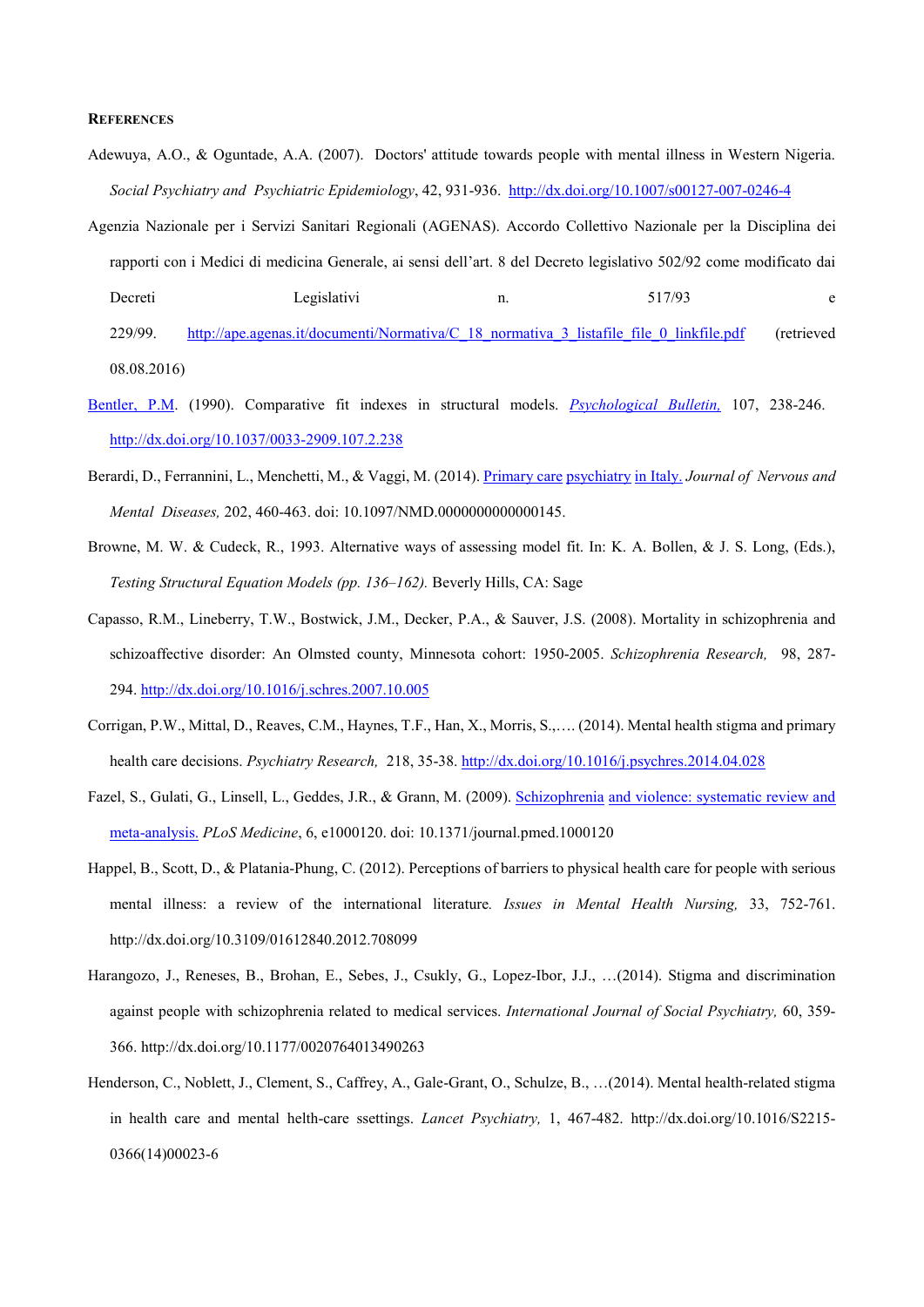**REFERENCES**

Adewuya, A.O., & Oguntade, A.A. (2007). Doctors' attitude towards people with mental illness in Western Nigeria. *Social Psychiatry and Psychiatric Epidemiology*, 42, 931-936. http://dx.doi.org/10.1007/s00127-007-0246-4

Agenzia Nazionale per i Servizi Sanitari Regionali (AGENAS). Accordo Collettivo Nazionale per la Disciplina dei rapporti con i Medici di medicina Generale, ai sensi dell'art. 8 del Decreto legislativo 502/92 come modificato dai Decreti Legislativi n. 517/93 e 229/99. http://ape.agenas.it/documenti/Normativa/C_18_normativa_3_listafile_file_0_linkfile.pdf (retrieved 08.08.2016)

Bentler, P.M. (1990). Comparative fit indexes in structural models. *Psychological Bulletin,* 107, 238-246. http://dx.doi.org/10.1037/0033-2909.107.2.238

Berardi, D., Ferrannini, L., Menchetti, M., & Vaggi, M. (2014). Primary care psychiatry in Italy. *Journal of Nervous and Mental Diseases,* 202, 460-463. doi: 10.1097/NMD.0000000000000145.

Browne, M. W. & Cudeck, R., 1993. Alternative ways of assessing model fit. In: K. A. Bollen, & J. S. Long, (Eds.), *Testing Structural Equation Models (pp. 136–162).* Beverly Hills, CA: Sage

Capasso, R.M., Lineberry, T.W., Bostwick, J.M., Decker, P.A., & Sauver, J.S. (2008). Mortality in schizophrenia and schizoaffective disorder: An Olmsted county, Minnesota cohort: 1950-2005. *Schizophrenia Research,* 98, 287-294. http://dx.doi.org/10.1016/j.schres.2007.10.005

Corrigan, P.W., Mittal, D., Reaves, C.M., Haynes, T.F., Han, X., Morris, S.,…. (2014). Mental health stigma and primary health care decisions. *Psychiatry Research,* 218, 35-38. http://dx.doi.org/10.1016/j.psychres.2014.04.028

Fazel, S., Gulati, G., Linsell, L., Geddes, J.R., & Grann, M. (2009). Schizophrenia and violence: systematic review and meta-analysis. *PLoS Medicine*, 6, e1000120. doi: 10.1371/journal.pmed.1000120

Happel, B., Scott, D., & Platania-Phung, C. (2012). Perceptions of barriers to physical health care for people with serious mental illness: a review of the international literature*. Issues in Mental Health Nursing,* 33, 752-761. http://dx.doi.org/10.3109/01612840.2012.708099

Harangozo, J., Reneses, B., Brohan, E., Sebes, J., Csukly, G., Lopez-Ibor, J.J., …(2014). Stigma and discrimination against people with schizophrenia related to medical services. *International Journal of Social Psychiatry,* 60, 359-366. http://dx.doi.org/10.1177/0020764013490263

Henderson, C., Noblett, J., Clement, S., Caffrey, A., Gale-Grant, O., Schulze, B., …(2014). Mental health-related stigma in health care and mental helth-care ssettings. *Lancet Psychiatry,* 1, 467-482. http://dx.doi.org/10.1016/S2215-0366(14)00023-6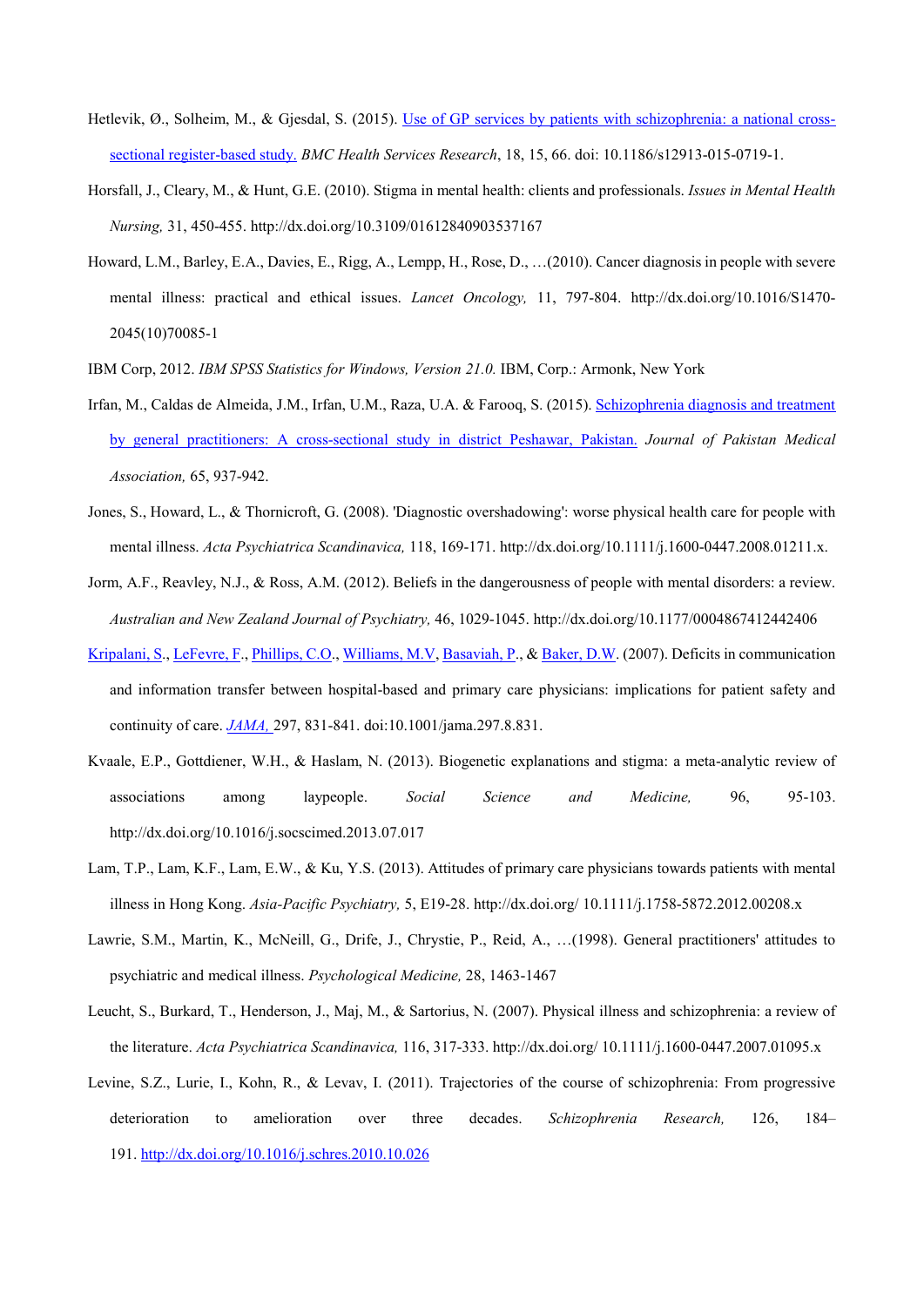Hetlevik, Ø., Solheim, M., & Gjesdal, S. (2015). Use of GP services by patients with schizophrenia: a national cross-sectional register-based study. *BMC Health Services Research*, 18, 15, 66. doi: 10.1186/s12913-015-0719-1.

Horsfall, J., Cleary, M., & Hunt, G.E. (2010). Stigma in mental health: clients and professionals. *Issues in Mental Health Nursing,* 31, 450-455. http://dx.doi.org/10.3109/01612840903537167

Howard, L.M., Barley, E.A., Davies, E., Rigg, A., Lempp, H., Rose, D., …(2010). Cancer diagnosis in people with severe mental illness: practical and ethical issues. *Lancet Oncology,* 11, 797-804. http://dx.doi.org/10.1016/S1470-2045(10)70085-1

IBM Corp, 2012. *IBM SPSS Statistics for Windows, Version 21.0.* IBM, Corp.: Armonk, New York

Irfan, M., Caldas de Almeida, J.M., Irfan, U.M., Raza, U.A. & Farooq, S. (2015). Schizophrenia diagnosis and treatment by general practitioners: A cross-sectional study in district Peshawar, Pakistan. *Journal of Pakistan Medical Association,* 65, 937-942.

Jones, S., Howard, L., & Thornicroft, G. (2008). 'Diagnostic overshadowing': worse physical health care for people with mental illness. *Acta Psychiatrica Scandinavica,* 118, 169-171. http://dx.doi.org/10.1111/j.1600-0447.2008.01211.x.

Jorm, A.F., Reavley, N.J., & Ross, A.M. (2012). Beliefs in the dangerousness of people with mental disorders: a review. *Australian and New Zealand Journal of Psychiatry,* 46, 1029-1045. http://dx.doi.org/10.1177/0004867412442406

Kripalani, S., LeFevre, F., Phillips, C.O., Williams, M.V, Basaviah, P., & Baker, D.W. (2007). Deficits in communication and information transfer between hospital-based and primary care physicians: implications for patient safety and continuity of care. *JAMA,* 297, 831-841. doi:10.1001/jama.297.8.831.

Kvaale, E.P., Gottdiener, W.H., & Haslam, N. (2013). Biogenetic explanations and stigma: a meta-analytic review of associations among laypeople. *Social Science and Medicine,* 96, 95-103. http://dx.doi.org/10.1016/j.socscimed.2013.07.017

Lam, T.P., Lam, K.F., Lam, E.W., & Ku, Y.S. (2013). Attitudes of primary care physicians towards patients with mental illness in Hong Kong. *Asia-Pacific Psychiatry,* 5, E19-28. http://dx.doi.org/ 10.1111/j.1758-5872.2012.00208.x

Lawrie, S.M., Martin, K., McNeill, G., Drife, J., Chrystie, P., Reid, A., …(1998). General practitioners' attitudes to psychiatric and medical illness. *Psychological Medicine,* 28, 1463-1467

Leucht, S., Burkard, T., Henderson, J., Maj, M., & Sartorius, N. (2007). Physical illness and schizophrenia: a review of the literature. *Acta Psychiatrica Scandinavica,* 116, 317-333. http://dx.doi.org/ 10.1111/j.1600-0447.2007.01095.x

Levine, S.Z., Lurie, I., Kohn, R., & Levav, I. (2011). Trajectories of the course of schizophrenia: From progressive deterioration to amelioration over three decades. *Schizophrenia Research,* 126, 184–191. http://dx.doi.org/10.1016/j.schres.2010.10.026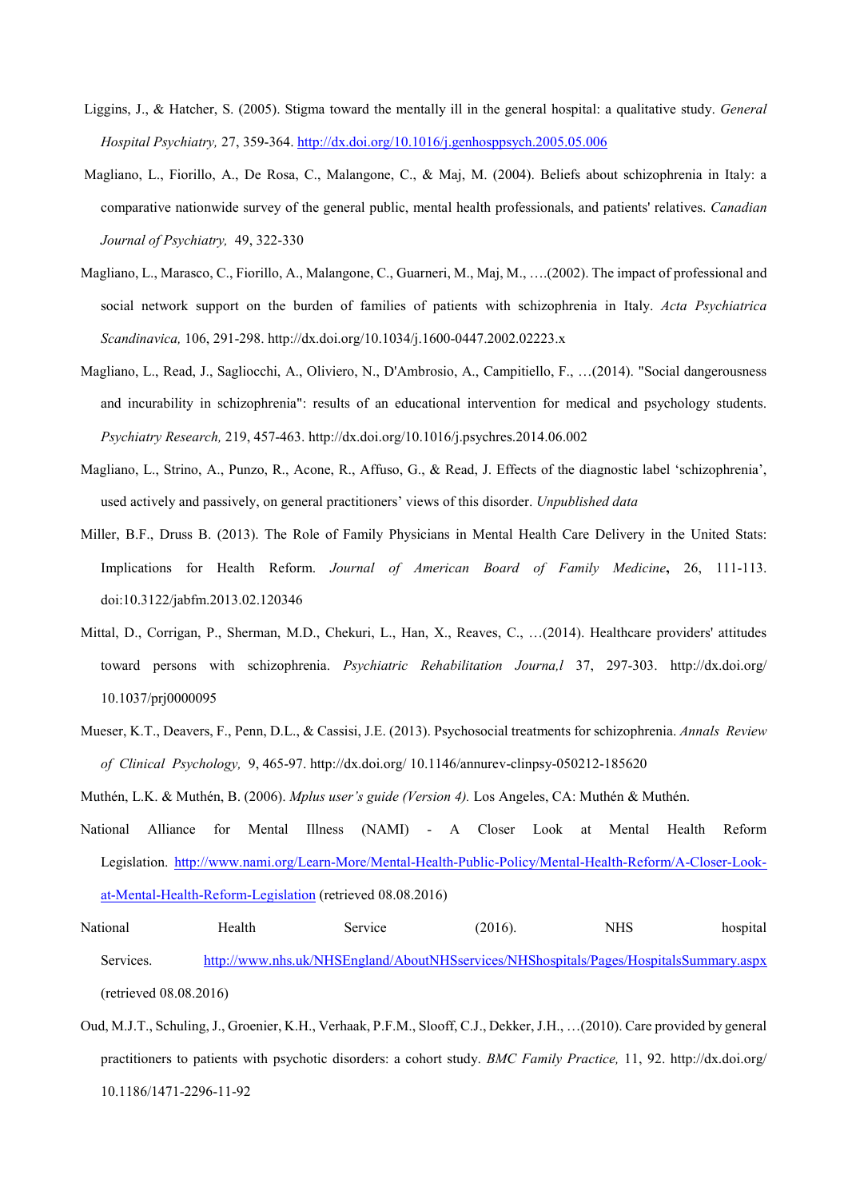Liggins, J., & Hatcher, S. (2005). Stigma toward the mentally ill in the general hospital: a qualitative study. *General Hospital Psychiatry,* 27, 359-364. http://dx.doi.org/10.1016/j.genhosppsych.2005.05.006

Magliano, L., Fiorillo, A., De Rosa, C., Malangone, C., & Maj, M. (2004). Beliefs about schizophrenia in Italy: a comparative nationwide survey of the general public, mental health professionals, and patients' relatives. *Canadian Journal of Psychiatry,* 49, 322-330

Magliano, L., Marasco, C., Fiorillo, A., Malangone, C., Guarneri, M., Maj, M., ….(2002). The impact of professional and social network support on the burden of families of patients with schizophrenia in Italy. *Acta Psychiatrica Scandinavica,* 106, 291-298. http://dx.doi.org/10.1034/j.1600-0447.2002.02223.x

Magliano, L., Read, J., Sagliocchi, A., Oliviero, N., D'Ambrosio, A., Campitiello, F., …(2014). "Social dangerousness and incurability in schizophrenia": results of an educational intervention for medical and psychology students. *Psychiatry Research,* 219, 457-463. http://dx.doi.org/10.1016/j.psychres.2014.06.002

Magliano, L., Strino, A., Punzo, R., Acone, R., Affuso, G., & Read, J. Effects of the diagnostic label 'schizophrenia', used actively and passively, on general practitioners' views of this disorder. *Unpublished data*

Miller, B.F., Druss B. (2013). The Role of Family Physicians in Mental Health Care Delivery in the United Stats: Implications for Health Reform. *Journal of American Board of Family Medicine*, 26, 111-113. doi:10.3122/jabfm.2013.02.120346

Mittal, D., Corrigan, P., Sherman, M.D., Chekuri, L., Han, X., Reaves, C., …(2014). Healthcare providers' attitudes toward persons with schizophrenia. *Psychiatric Rehabilitation Journa,l* 37, 297-303. http://dx.doi.org/ 10.1037/prj0000095

Mueser, K.T., Deavers, F., Penn, D.L., & Cassisi, J.E. (2013). Psychosocial treatments for schizophrenia. *Annals Review of Clinical Psychology,* 9, 465-97. http://dx.doi.org/ 10.1146/annurev-clinpsy-050212-185620

Muthén, L.K. & Muthén, B. (2006). *Mplus user's guide (Version 4).* Los Angeles, CA: Muthén & Muthén.

National Alliance for Mental Illness (NAMI) - A Closer Look at Mental Health Reform Legislation. http://www.nami.org/Learn-More/Mental-Health-Public-Policy/Mental-Health-Reform/A-Closer-Look-at-Mental-Health-Reform-Legislation (retrieved 08.08.2016)

National Health Service (2016). NHS hospital Services. http://www.nhs.uk/NHSEngland/AboutNHSservices/NHShospitals/Pages/HospitalsSummary.aspx (retrieved 08.08.2016)

Oud, M.J.T., Schuling, J., Groenier, K.H., Verhaak, P.F.M., Slooff, C.J., Dekker, J.H., …(2010). Care provided by general practitioners to patients with psychotic disorders: a cohort study. *BMC Family Practice,* 11, 92. http://dx.doi.org/ 10.1186/1471-2296-11-92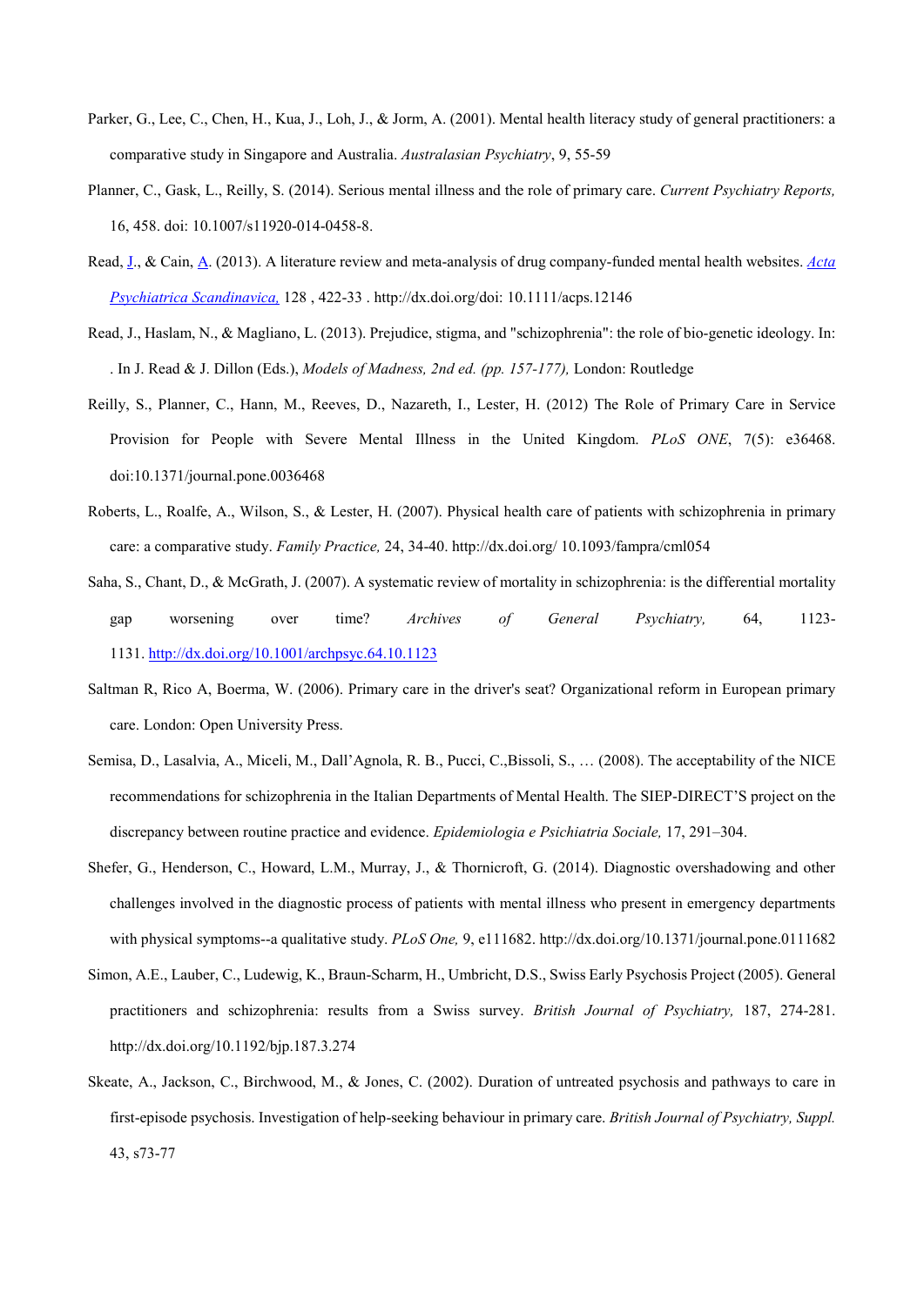Parker, G., Lee, C., Chen, H., Kua, J., Loh, J., & Jorm, A. (2001). Mental health literacy study of general practitioners: a comparative study in Singapore and Australia. *Australasian Psychiatry*, 9, 55-59

Planner, C., Gask, L., Reilly, S. (2014). Serious mental illness and the role of primary care. *Current Psychiatry Reports,* 16, 458. doi: 10.1007/s11920-014-0458-8.

Read, J., & Cain, A. (2013). A literature review and meta-analysis of drug company-funded mental health websites. *Acta Psychiatrica Scandinavica,* 128 , 422-33 . http://dx.doi.org/doi: 10.1111/acps.12146

Read, J., Haslam, N., & Magliano, L. (2013). Prejudice, stigma, and "schizophrenia": the role of bio-genetic ideology. In: . In J. Read & J. Dillon (Eds.), *Models of Madness, 2nd ed. (pp. 157-177),* London: Routledge

Reilly, S., Planner, C., Hann, M., Reeves, D., Nazareth, I., Lester, H. (2012) The Role of Primary Care in Service Provision for People with Severe Mental Illness in the United Kingdom. *PLoS ONE*, 7(5): e36468. doi:10.1371/journal.pone.0036468

Roberts, L., Roalfe, A., Wilson, S., & Lester, H. (2007). Physical health care of patients with schizophrenia in primary care: a comparative study. *Family Practice,* 24, 34-40. http://dx.doi.org/ 10.1093/fampra/cml054

Saha, S., Chant, D., & McGrath, J. (2007). A systematic review of mortality in schizophrenia: is the differential mortality gap worsening over time? *Archives of General Psychiatry,* 64, 1123-1131. http://dx.doi.org/10.1001/archpsyc.64.10.1123

Saltman R, Rico A, Boerma, W. (2006). Primary care in the driver's seat? Organizational reform in European primary care. London: Open University Press.

Semisa, D., Lasalvia, A., Miceli, M., Dall'Agnola, R. B., Pucci, C.,Bissoli, S., … (2008). The acceptability of the NICE recommendations for schizophrenia in the Italian Departments of Mental Health. The SIEP-DIRECT'S project on the discrepancy between routine practice and evidence. *Epidemiologia e Psichiatria Sociale,* 17, 291–304.

Shefer, G., Henderson, C., Howard, L.M., Murray, J., & Thornicroft, G. (2014). Diagnostic overshadowing and other challenges involved in the diagnostic process of patients with mental illness who present in emergency departments with physical symptoms--a qualitative study. *PLoS One,* 9, e111682. http://dx.doi.org/10.1371/journal.pone.0111682

Simon, A.E., Lauber, C., Ludewig, K., Braun-Scharm, H., Umbricht, D.S., Swiss Early Psychosis Project (2005). General practitioners and schizophrenia: results from a Swiss survey. *British Journal of Psychiatry,* 187, 274-281. http://dx.doi.org/10.1192/bjp.187.3.274

Skeate, A., Jackson, C., Birchwood, M., & Jones, C. (2002). Duration of untreated psychosis and pathways to care in first-episode psychosis. Investigation of help-seeking behaviour in primary care. *British Journal of Psychiatry, Suppl.* 43, s73-77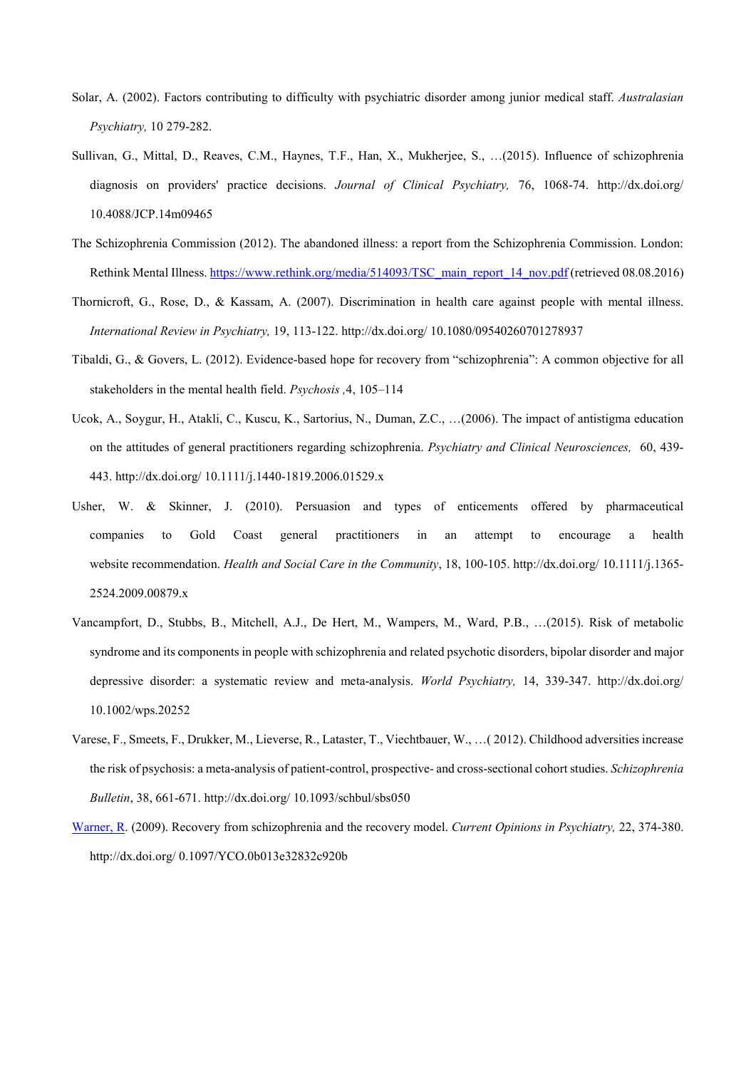Solar, A. (2002). Factors contributing to difficulty with psychiatric disorder among junior medical staff. *Australasian Psychiatry,* 10 279-282.

Sullivan, G., Mittal, D., Reaves, C.M., Haynes, T.F., Han, X., Mukherjee, S., …(2015). Influence of schizophrenia diagnosis on providers' practice decisions. *Journal of Clinical Psychiatry,* 76, 1068-74. http://dx.doi.org/ 10.4088/JCP.14m09465

The Schizophrenia Commission (2012). The abandoned illness: a report from the Schizophrenia Commission. London: Rethink Mental Illness. [https://www.rethink.org/media/514093/TSC_main_report_14_nov.pdf](https://www.rethink.org/media/514093/TSC_main_report_14_nov.pdf) (retrieved 08.08.2016)

Thornicroft, G., Rose, D., & Kassam, A. (2007). Discrimination in health care against people with mental illness. *International Review in Psychiatry,* 19, 113-122. http://dx.doi.org/ 10.1080/09540260701278937

Tibaldi, G., & Govers, L. (2012). Evidence-based hope for recovery from "schizophrenia": A common objective for all stakeholders in the mental health field. *Psychosis* ,4, 105–114

Ucok, A., Soygur, H., Atakli, C., Kuscu, K., Sartorius, N., Duman, Z.C., …(2006). The impact of antistigma education on the attitudes of general practitioners regarding schizophrenia. *Psychiatry and Clinical Neurosciences,* 60, 439-443. http://dx.doi.org/ 10.1111/j.1440-1819.2006.01529.x

Usher, W. & Skinner, J. (2010). Persuasion and types of enticements offered by pharmaceutical companies to Gold Coast general practitioners in an attempt to encourage a health website recommendation. *Health and Social Care in the Community*, 18, 100-105. http://dx.doi.org/ 10.1111/j.1365-2524.2009.00879.x

Vancampfort, D., Stubbs, B., Mitchell, A.J., De Hert, M., Wampers, M., Ward, P.B., …(2015). Risk of metabolic syndrome and its components in people with schizophrenia and related psychotic disorders, bipolar disorder and major depressive disorder: a systematic review and meta-analysis. *World Psychiatry,* 14, 339-347. http://dx.doi.org/ 10.1002/wps.20252

Varese, F., Smeets, F., Drukker, M., Lieverse, R., Lataster, T., Viechtbauer, W., …( 2012). Childhood adversities increase the risk of psychosis: a meta-analysis of patient-control, prospective- and cross-sectional cohort studies. *Schizophrenia Bulletin*, 38, 661-671. http://dx.doi.org/ 10.1093/schbul/sbs050

Warner, R. (2009). Recovery from schizophrenia and the recovery model. *Current Opinions in Psychiatry,* 22, 374-380. http://dx.doi.org/ 0.1097/YCO.0b013e32832c920b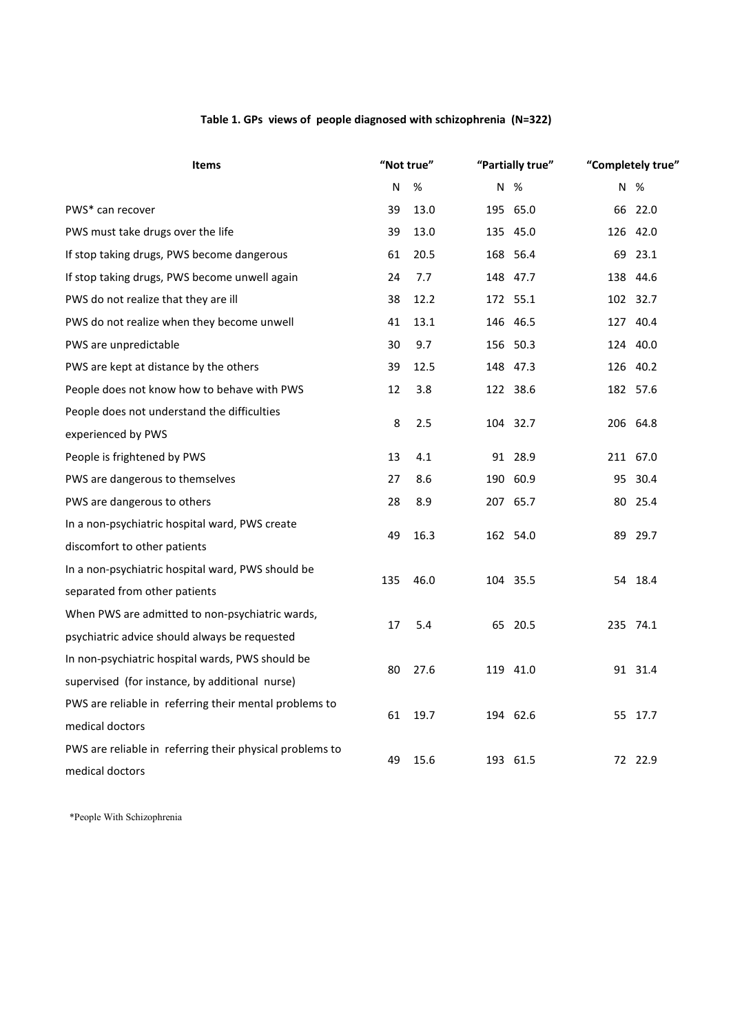**Table 1. GPs views of people diagnosed with schizophrenia (N=322)**

| Items | "Not true" | | "Partially true" | | "Completely true" | |
|---|---|---|---|---|---|---|
| | N | % | N | % | N | % |
| PWS* can recover | 39 | 13.0 | 195 | 65.0 | 66 | 22.0 |
| PWS must take drugs over the life | 39 | 13.0 | 135 | 45.0 | 126 | 42.0 |
| If stop taking drugs, PWS become dangerous | 61 | 20.5 | 168 | 56.4 | 69 | 23.1 |
| If stop taking drugs, PWS become unwell again | 24 | 7.7 | 148 | 47.7 | 138 | 44.6 |
| PWS do not realize that they are ill | 38 | 12.2 | 172 | 55.1 | 102 | 32.7 |
| PWS do not realize when they become unwell | 41 | 13.1 | 146 | 46.5 | 127 | 40.4 |
| PWS are unpredictable | 30 | 9.7 | 156 | 50.3 | 124 | 40.0 |
| PWS are kept at distance by the others | 39 | 12.5 | 148 | 47.3 | 126 | 40.2 |
| People does not know how to behave with PWS | 12 | 3.8 | 122 | 38.6 | 182 | 57.6 |
| People does not understand the difficulties experienced by PWS | 8 | 2.5 | 104 | 32.7 | 206 | 64.8 |
| People is frightened by PWS | 13 | 4.1 | 91 | 28.9 | 211 | 67.0 |
| PWS are dangerous to themselves | 27 | 8.6 | 190 | 60.9 | 95 | 30.4 |
| PWS are dangerous to others | 28 | 8.9 | 207 | 65.7 | 80 | 25.4 |
| In a non-psychiatric hospital ward, PWS create discomfort to other patients | 49 | 16.3 | 162 | 54.0 | 89 | 29.7 |
| In a non-psychiatric hospital ward, PWS should be separated from other patients | 135 | 46.0 | 104 | 35.5 | 54 | 18.4 |
| When PWS are admitted to non-psychiatric wards, psychiatric advice should always be requested | 17 | 5.4 | 65 | 20.5 | 235 | 74.1 |
| In non-psychiatric hospital wards, PWS should be supervised (for instance, by additional nurse) | 80 | 27.6 | 119 | 41.0 | 91 | 31.4 |
| PWS are reliable in referring their mental problems to medical doctors | 61 | 19.7 | 194 | 62.6 | 55 | 17.7 |
| PWS are reliable in referring their physical problems to medical doctors | 49 | 15.6 | 193 | 61.5 | 72 | 22.9 |

*People With Schizophrenia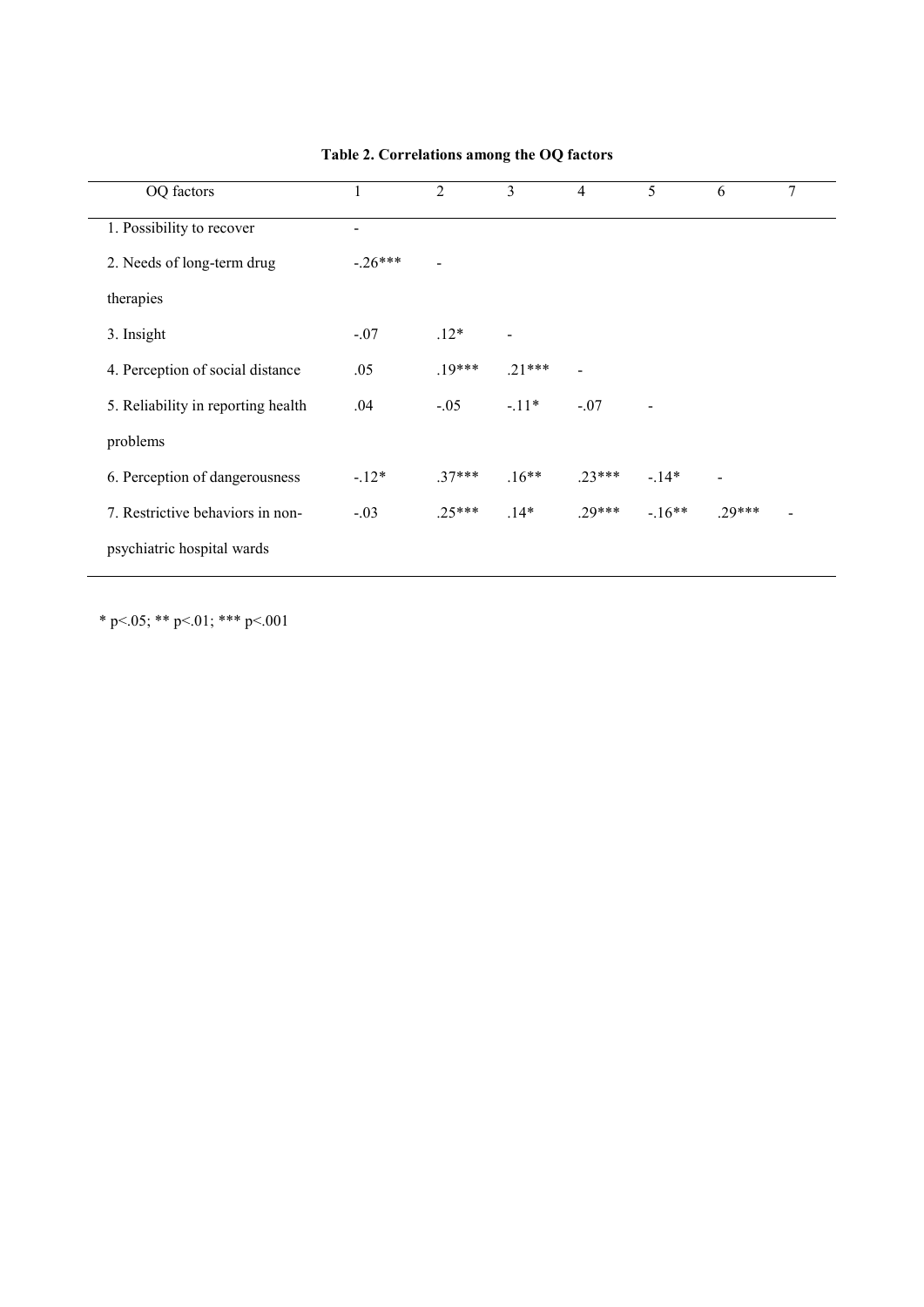**Table 2. Correlations among the OQ factors**

| OQ factors | 1 | 2 | 3 | 4 | 5 | 6 | 7 |
|---|---|---|---|---|---|---|---|
| 1. Possibility to recover | - | | | | | | |
| 2. Needs of long-term drug therapies | -.26*** | - | | | | | |
| 3. Insight | -.07 | .12* | - | | | | |
| 4. Perception of social distance | .05 | .19*** | .21*** | - | | | |
| 5. Reliability in reporting health problems | .04 | -.05 | -.11* | -.07 | - | | |
| 6. Perception of dangerousness | -.12* | .37*** | .16** | .23*** | -.14* | - | |
| 7. Restrictive behaviors in non-psychiatric hospital wards | -.03 | .25*** | .14* | .29*** | -.16** | .29*** | - |

* p<.05; ** p<.01; *** p<.001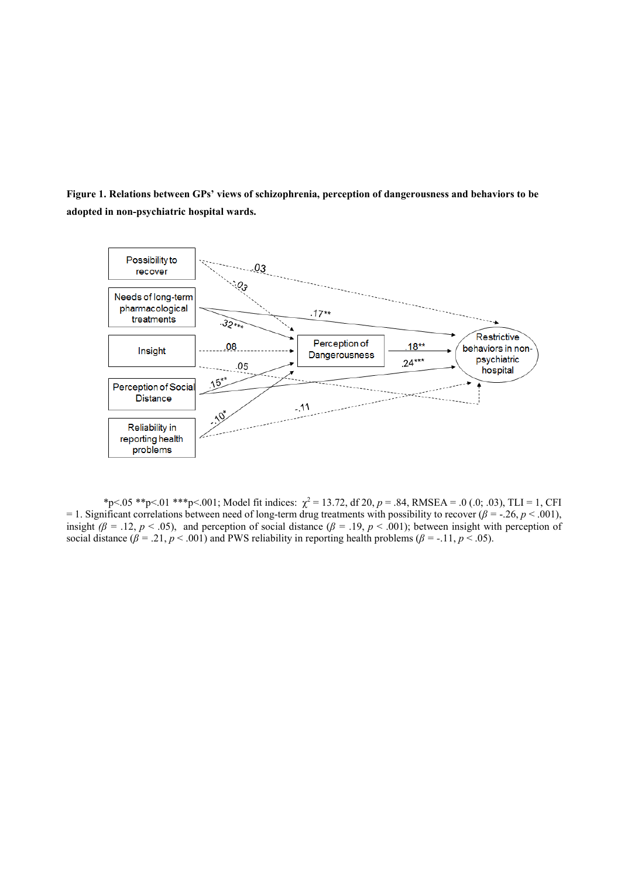**Figure 1. Relations between GPs' views of schizophrenia, perception of dangerousness and behaviors to be adopted in non-psychiatric hospital wards.**

Possibility to recover

Needs of long-term pharmacological treatments

Insight

Perception of Social Distance

Reliability in reporting health problems

Perception of Dangerousness

Restrictive behaviors in non-psychiatric hospital

.03

-.03

.17**

.32***

.08

.18**

.05

.24***

.15**

-.11

-.10*

*p<.05 **p<.01 ***p<.001; Model fit indices: $\chi^2$ = 13.72, df 20, $p$ = .84, RMSEA = .0 (.0; .03), TLI = 1, CFI = 1. Significant correlations between need of long-term drug treatments with possibility to recover ($\beta$ = -.26, $p$ < .001), insight ($\beta$ = .12, $p$ < .05), and perception of social distance ($\beta$ = .19, $p$ < .001); between insight with perception of social distance ($\beta$ = .21, $p$ < .001) and PWS reliability in reporting health problems ($\beta$ = -.11, $p$ < .05).